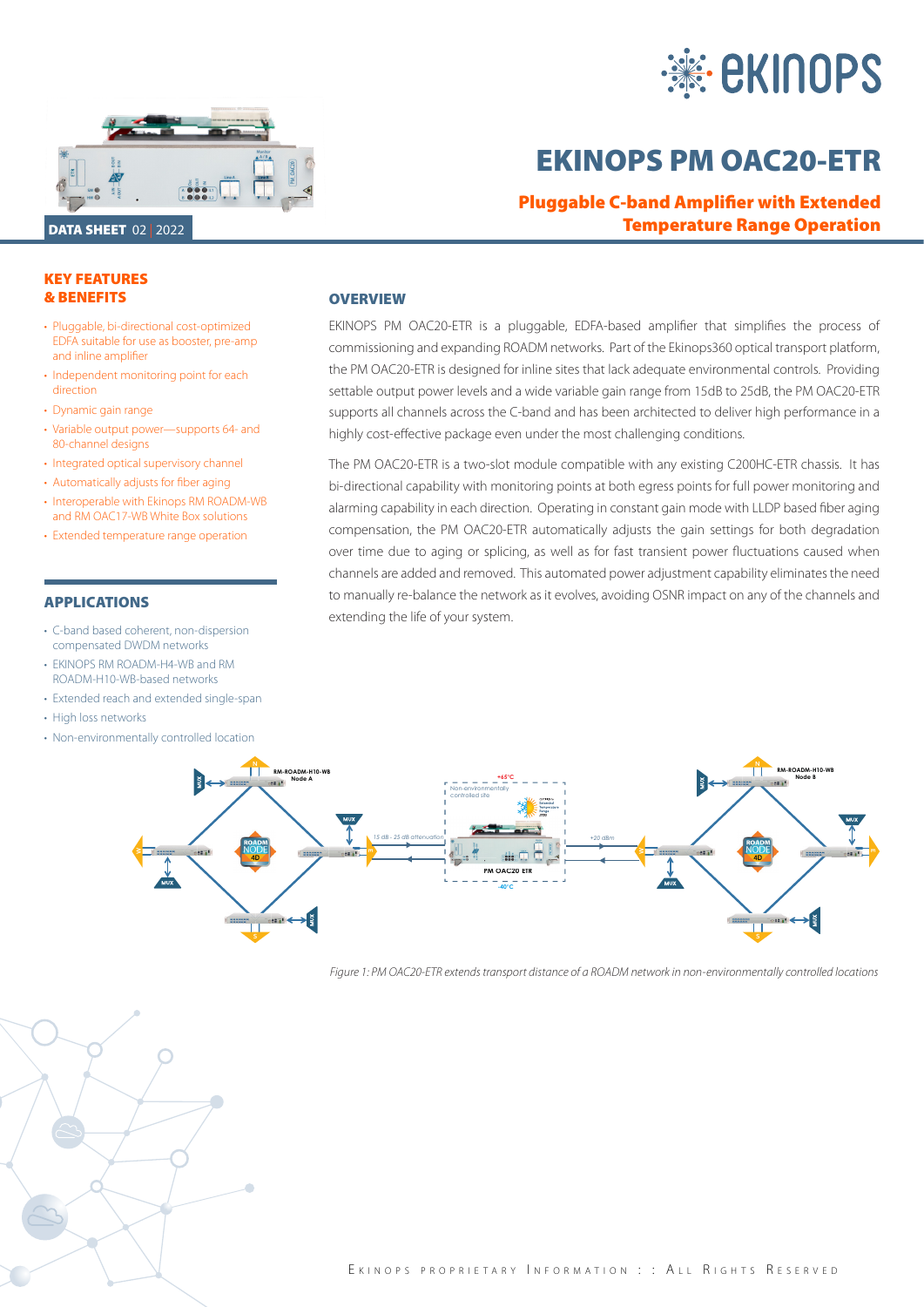# EKINOPS PM OAC20-ETR

## Pluggable C-band Amplifier with Extended Temperature Range Operation

DATA SHEET 02 | 2022

## KEY FEATURES & BENEFITS

- Pluggable, bi-directional cost-optimized EDFA suitable for use as booster, pre-amp and inline amplifier
- Independent monitoring point for each direction
- Dynamic gain range
- Variable output power—supports 64- and 80-channel designs
- Integrated optical supervisory channel
- Automatically adjusts for fiber aging
- Interoperable with Ekinops RM ROADM-WB and RM OAC17-WB White Box solutions
- Extended temperature range operation

## APPLICATIONS

- C-band based coherent, non-dispersion compensated DWDM networks
- EKINOPS RM ROADM-H4-WB and RM ROADM-H10-WB-based networks
- Extended reach and extended single-span
- High loss networks
- Non-environmentally controlled location

## OVERVIEW

EKINOPS PM OAC20-ETR is a pluggable, EDFA-based amplifier that simplifies the process of commissioning and expanding ROADM networks. Part of the Ekinops360 optical transport platform, the PM OAC20-ETR is designed for inline sites that lack adequate environmental controls. Providing settable output power levels and a wide variable gain range from 15dB to 25dB, the PM OAC20-ETR supports all channels across the C-band and has been architected to deliver high performance in a highly cost-effective package even under the most challenging conditions.

The PM OAC20-ETR is a two-slot module compatible with any existing C200HC-ETR chassis. It has bi-directional capability with monitoring points at both egress points for full power monitoring and alarming capability in each direction. Operating in constant gain mode with LLDP based fiber aging compensation, the PM OAC20-ETR automatically adjusts the gain settings for both degradation over time due to aging or splicing, as well as for fast transient power fluctuations caused when channels are added and removed. This automated power adjustment capability eliminates the need to manually re-balance the network as it evolves, avoiding OSNR impact on any of the channels and extending the life of your system.

*Figure 1: PM OAC20-ETR extends transport distance of a ROADM network in non-environmentally controlled locations*

Ekinops Proprietary Information : : All Rights Reserved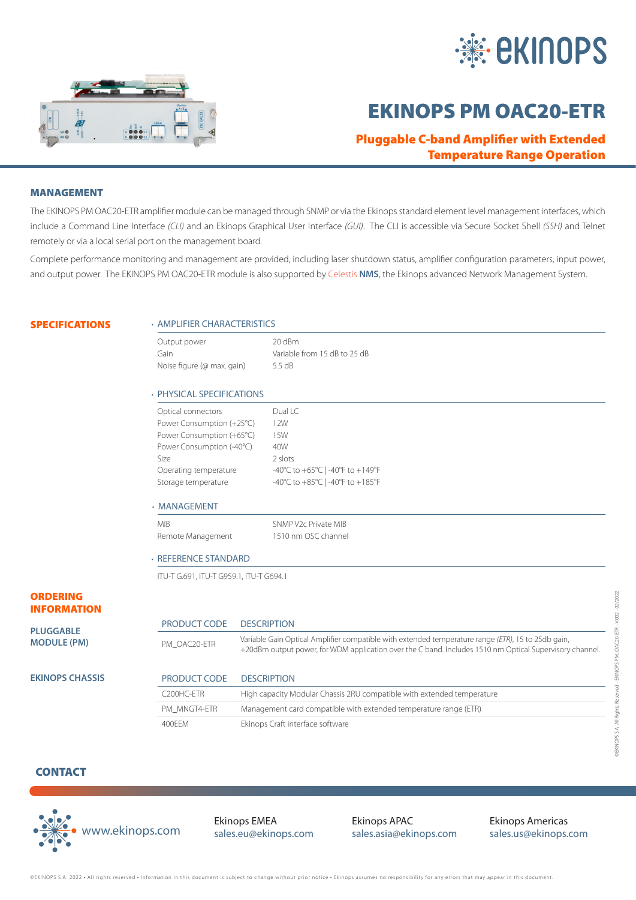# EKINOPS PM OAC20-ETR

## Pluggable C-band Amplifier with Extended Temperature Range Operation

## MANAGEMENT

The EKINOPS PM OAC20-ETR amplifier module can be managed through SNMP or via the Ekinops standard element level management interfaces, which include a Command Line Interface *(CLI)* and an Ekinops Graphical User Interface *(GUI)*. The CLI is accessible via Secure Socket Shell *(SSH)* and Telnet remotely or via a local serial port on the management board.

Complete performance monitoring and management are provided, including laser shutdown status, amplifier configuration parameters, input power, and output power. The EKINOPS PM OAC20-ETR module is also supported by Celestis **NMS**, the Ekinops advanced Network Management System.

## SPECIFICATIONS

### AMPLIFIER CHARACTERISTICS

| | |
|---|---|
| Output power | 20 dBm |
| Gain | Variable from 15 dB to 25 dB |
| Noise figure (@ max. gain) | 5.5 dB |

### PHYSICAL SPECIFICATIONS

| | |
|---|---|
| Optical connectors | Dual LC |
| Power Consumption (+25°C) | 12W |
| Power Consumption (+65°C) | 15W |
| Power Consumption (-40°C) | 40W |
| Size | 2 slots |
| Operating temperature | -40°C to +65°C \| -40°F to +149°F |
| Storage temperature | -40°C to +85°C \| -40°F to +185°F |

### MANAGEMENT

| | |
|---|---|
| MIB | SNMP V2c Private MIB |
| Remote Management | 1510 nm OSC channel |

### REFERENCE STANDARD

ITU-T G.691, ITU-T G959.1, ITU-T G694.1

## ORDERING INFORMATION

### PLUGGABLE MODULE (PM)

| PRODUCT CODE | DESCRIPTION |
|---|---|
| PM_OAC20-ETR | Variable Gain Optical Amplifier compatible with extended temperature range *(ETR)*, 15 to 25db gain, +20dBm output power, for WDM application over the C band. Includes 1510 nm Optical Supervisory channel. |

### EKINOPS CHASSIS

| PRODUCT CODE | DESCRIPTION |
|---|---|
| C200HC-ETR | High capacity Modular Chassis 2RU compatible with extended temperature |
| PM_MNGT4-ETR | Management card compatible with extended temperature range (ETR) |
| 400EEM | Ekinops Craft interface software |

## CONTACT

www.ekinops.com

Ekinops EMEA
sales.eu@ekinops.com

Ekinops APAC
sales.asia@ekinops.com

Ekinops Americas
sales.us@ekinops.com

©EKINOPS S.A. 2022 • All rights reserved • Information in this document is subject to change without prior notice • Ekinops assumes no responsibility for any errors that may appear in this document.